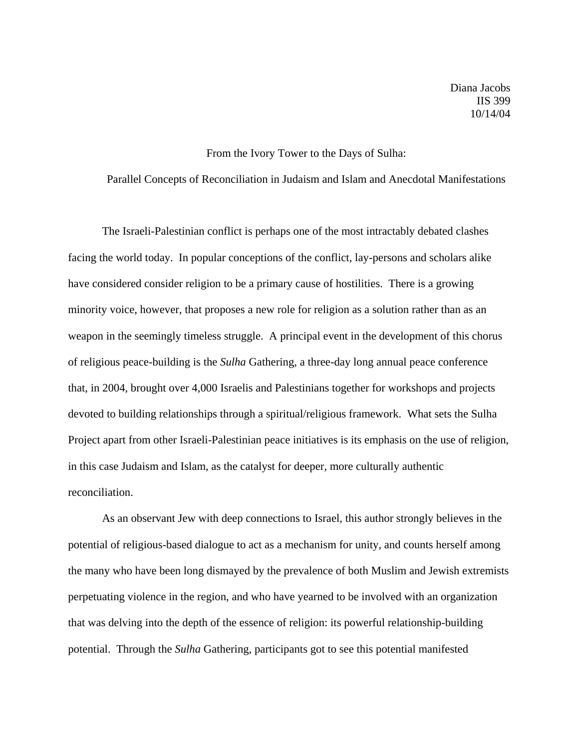Diana Jacobs
IIS 399
10/14/04

From the Ivory Tower to the Days of Sulha:

Parallel Concepts of Reconciliation in Judaism and Islam and Anecdotal Manifestations

The Israeli-Palestinian conflict is perhaps one of the most intractably debated clashes facing the world today. In popular conceptions of the conflict, lay-persons and scholars alike have considered consider religion to be a primary cause of hostilities. There is a growing minority voice, however, that proposes a new role for religion as a solution rather than as an weapon in the seemingly timeless struggle. A principal event in the development of this chorus of religious peace-building is the *Sulha* Gathering, a three-day long annual peace conference that, in 2004, brought over 4,000 Israelis and Palestinians together for workshops and projects devoted to building relationships through a spiritual/religious framework. What sets the Sulha Project apart from other Israeli-Palestinian peace initiatives is its emphasis on the use of religion, in this case Judaism and Islam, as the catalyst for deeper, more culturally authentic reconciliation.

As an observant Jew with deep connections to Israel, this author strongly believes in the potential of religious-based dialogue to act as a mechanism for unity, and counts herself among the many who have been long dismayed by the prevalence of both Muslim and Jewish extremists perpetuating violence in the region, and who have yearned to be involved with an organization that was delving into the depth of the essence of religion: its powerful relationship-building potential. Through the *Sulha* Gathering, participants got to see this potential manifested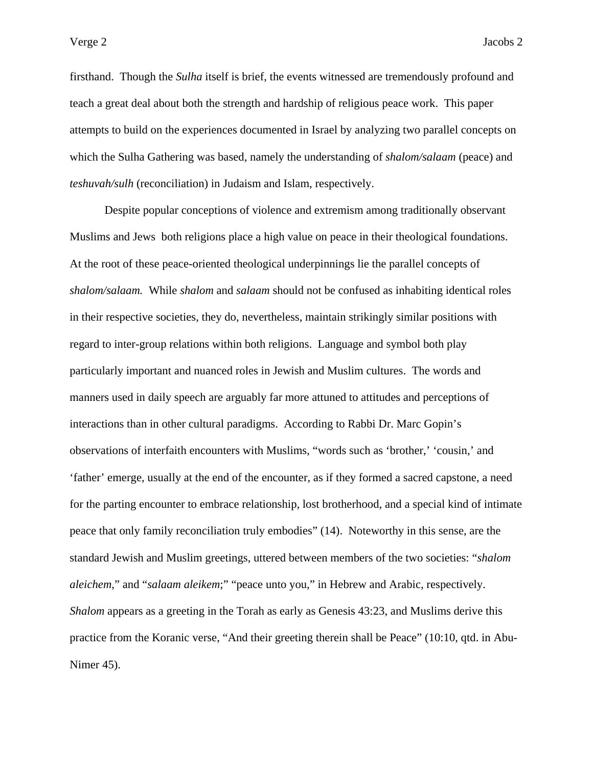firsthand. Though the *Sulha* itself is brief, the events witnessed are tremendously profound and teach a great deal about both the strength and hardship of religious peace work. This paper attempts to build on the experiences documented in Israel by analyzing two parallel concepts on which the Sulha Gathering was based, namely the understanding of *shalom/salaam* (peace) and *teshuvah/sulh* (reconciliation) in Judaism and Islam, respectively.

Despite popular conceptions of violence and extremism among traditionally observant Muslims and Jews both religions place a high value on peace in their theological foundations. At the root of these peace-oriented theological underpinnings lie the parallel concepts of *shalom/salaam.* While *shalom* and *salaam* should not be confused as inhabiting identical roles in their respective societies, they do, nevertheless, maintain strikingly similar positions with regard to inter-group relations within both religions. Language and symbol both play particularly important and nuanced roles in Jewish and Muslim cultures. The words and manners used in daily speech are arguably far more attuned to attitudes and perceptions of interactions than in other cultural paradigms. According to Rabbi Dr. Marc Gopin's observations of interfaith encounters with Muslims, "words such as 'brother,' 'cousin,' and 'father' emerge, usually at the end of the encounter, as if they formed a sacred capstone, a need for the parting encounter to embrace relationship, lost brotherhood, and a special kind of intimate peace that only family reconciliation truly embodies" (14). Noteworthy in this sense, are the standard Jewish and Muslim greetings, uttered between members of the two societies: "*shalom aleichem*," and "*salaam aleikem*;" "peace unto you," in Hebrew and Arabic, respectively. *Shalom* appears as a greeting in the Torah as early as Genesis 43:23, and Muslims derive this practice from the Koranic verse, "And their greeting therein shall be Peace" (10:10, qtd. in Abu-Nimer 45).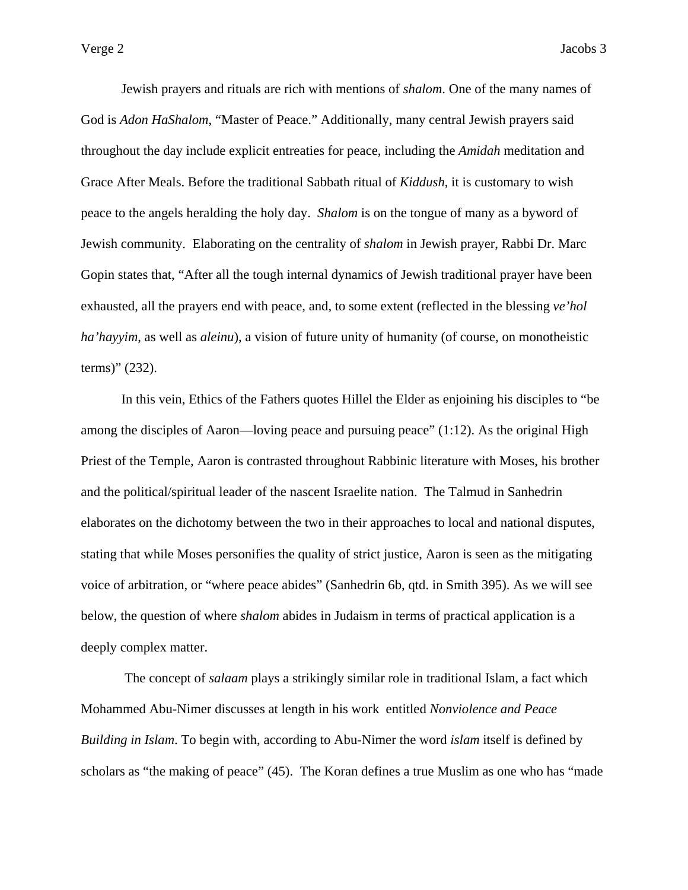Jewish prayers and rituals are rich with mentions of *shalom*. One of the many names of God is *Adon HaShalom*, "Master of Peace." Additionally, many central Jewish prayers said throughout the day include explicit entreaties for peace, including the *Amidah* meditation and Grace After Meals. Before the traditional Sabbath ritual of *Kiddush*, it is customary to wish peace to the angels heralding the holy day. *Shalom* is on the tongue of many as a byword of Jewish community. Elaborating on the centrality of *shalom* in Jewish prayer, Rabbi Dr. Marc Gopin states that, "After all the tough internal dynamics of Jewish traditional prayer have been exhausted, all the prayers end with peace, and, to some extent (reflected in the blessing *ve'hol ha'hayyim*, as well as *aleinu*), a vision of future unity of humanity (of course, on monotheistic terms)" (232).

In this vein, Ethics of the Fathers quotes Hillel the Elder as enjoining his disciples to "be among the disciples of Aaron—loving peace and pursuing peace" (1:12). As the original High Priest of the Temple, Aaron is contrasted throughout Rabbinic literature with Moses, his brother and the political/spiritual leader of the nascent Israelite nation. The Talmud in Sanhedrin elaborates on the dichotomy between the two in their approaches to local and national disputes, stating that while Moses personifies the quality of strict justice, Aaron is seen as the mitigating voice of arbitration, or "where peace abides" (Sanhedrin 6b, qtd. in Smith 395). As we will see below, the question of where *shalom* abides in Judaism in terms of practical application is a deeply complex matter.

The concept of *salaam* plays a strikingly similar role in traditional Islam, a fact which Mohammed Abu-Nimer discusses at length in his work entitled *Nonviolence and Peace Building in Islam*. To begin with, according to Abu-Nimer the word *islam* itself is defined by scholars as "the making of peace" (45). The Koran defines a true Muslim as one who has "made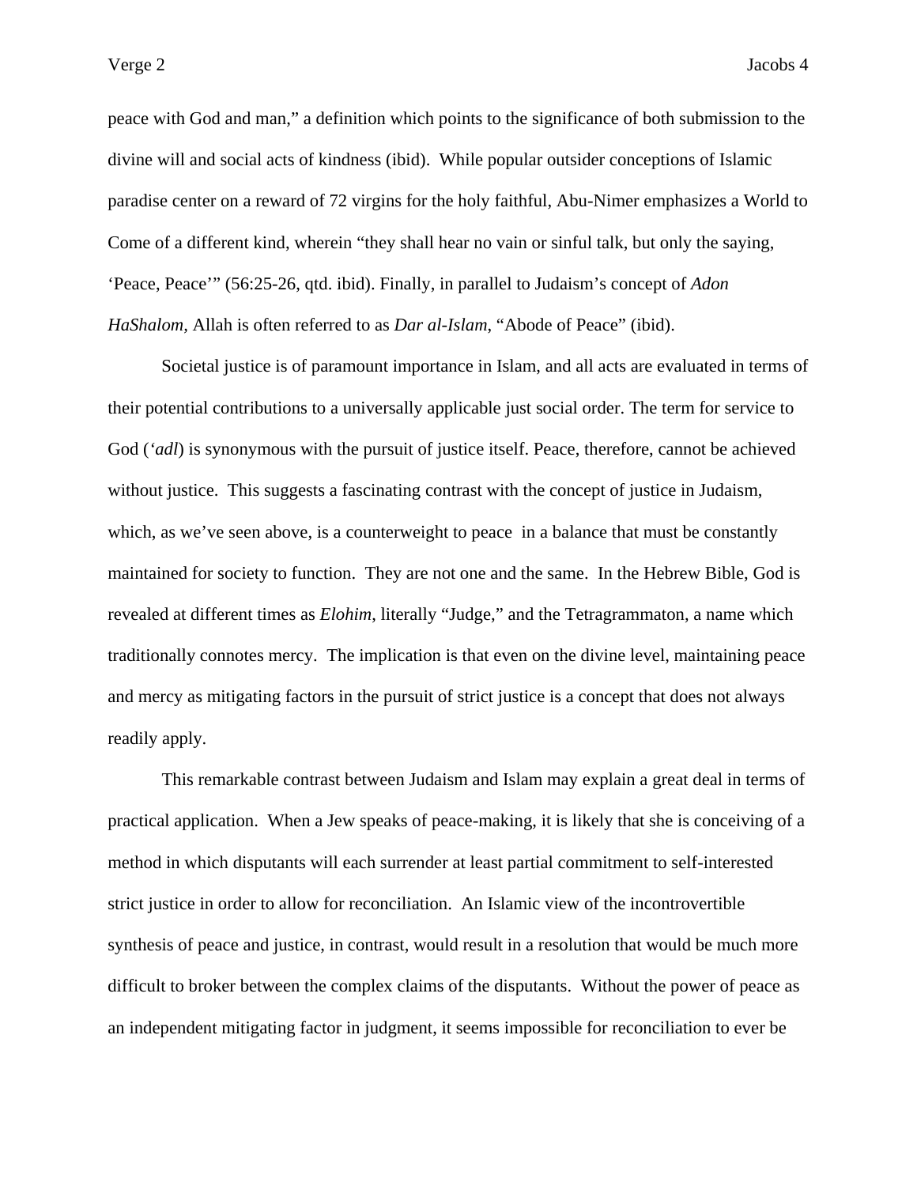peace with God and man," a definition which points to the significance of both submission to the divine will and social acts of kindness (ibid). While popular outsider conceptions of Islamic paradise center on a reward of 72 virgins for the holy faithful, Abu-Nimer emphasizes a World to Come of a different kind, wherein "they shall hear no vain or sinful talk, but only the saying, 'Peace, Peace'" (56:25-26, qtd. ibid). Finally, in parallel to Judaism's concept of *Adon HaShalom,* Allah is often referred to as *Dar al-Islam*, "Abode of Peace" (ibid).

Societal justice is of paramount importance in Islam, and all acts are evaluated in terms of their potential contributions to a universally applicable just social order. The term for service to God (*'adl*) is synonymous with the pursuit of justice itself. Peace, therefore, cannot be achieved without justice. This suggests a fascinating contrast with the concept of justice in Judaism, which, as we've seen above, is a counterweight to peace in a balance that must be constantly maintained for society to function. They are not one and the same. In the Hebrew Bible, God is revealed at different times as *Elohim*, literally "Judge," and the Tetragrammaton, a name which traditionally connotes mercy. The implication is that even on the divine level, maintaining peace and mercy as mitigating factors in the pursuit of strict justice is a concept that does not always readily apply.

This remarkable contrast between Judaism and Islam may explain a great deal in terms of practical application. When a Jew speaks of peace-making, it is likely that she is conceiving of a method in which disputants will each surrender at least partial commitment to self-interested strict justice in order to allow for reconciliation. An Islamic view of the incontrovertible synthesis of peace and justice, in contrast, would result in a resolution that would be much more difficult to broker between the complex claims of the disputants. Without the power of peace as an independent mitigating factor in judgment, it seems impossible for reconciliation to ever be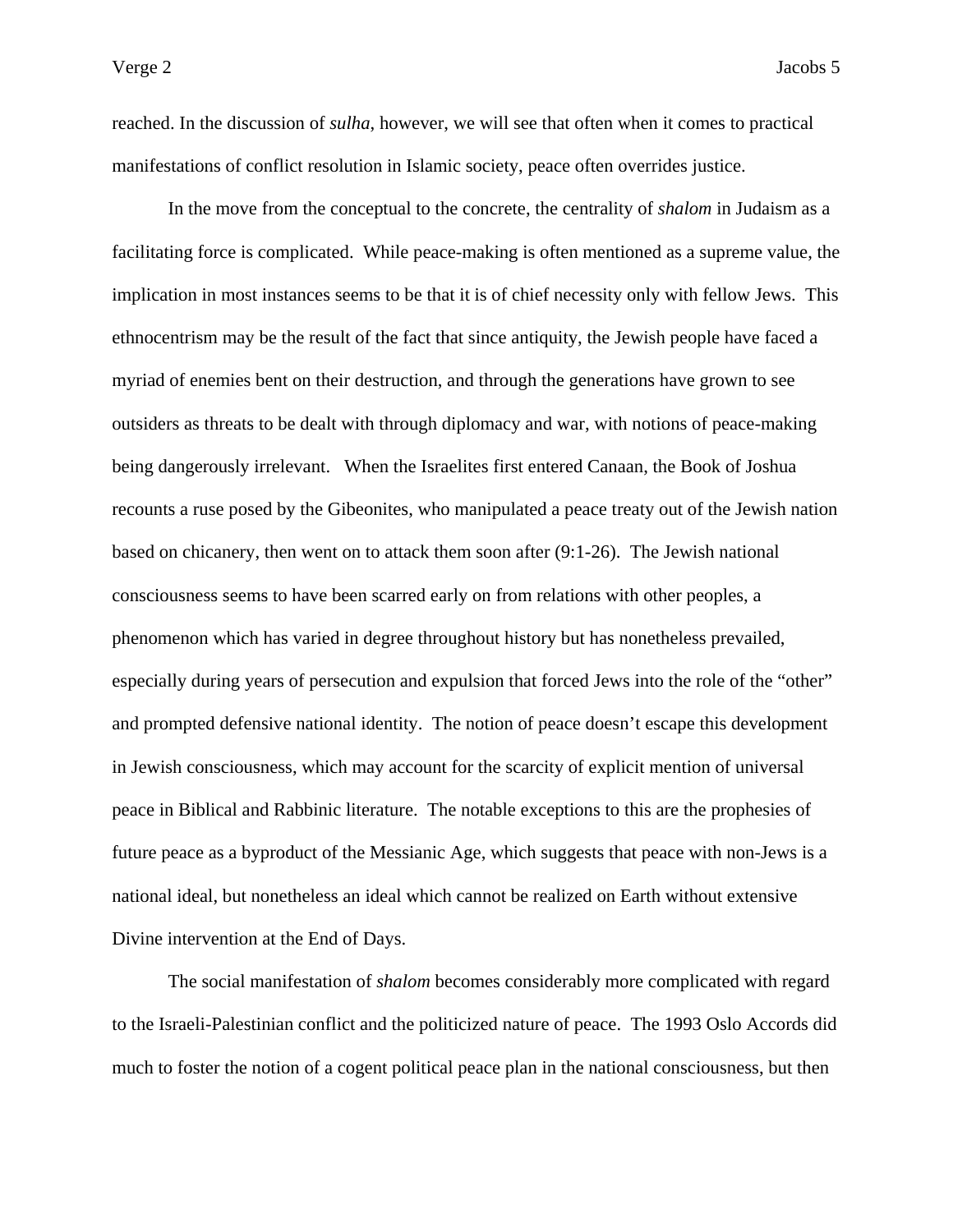reached. In the discussion of *sulha*, however, we will see that often when it comes to practical manifestations of conflict resolution in Islamic society, peace often overrides justice.

In the move from the conceptual to the concrete, the centrality of *shalom* in Judaism as a facilitating force is complicated. While peace-making is often mentioned as a supreme value, the implication in most instances seems to be that it is of chief necessity only with fellow Jews. This ethnocentrism may be the result of the fact that since antiquity, the Jewish people have faced a myriad of enemies bent on their destruction, and through the generations have grown to see outsiders as threats to be dealt with through diplomacy and war, with notions of peace-making being dangerously irrelevant. When the Israelites first entered Canaan, the Book of Joshua recounts a ruse posed by the Gibeonites, who manipulated a peace treaty out of the Jewish nation based on chicanery, then went on to attack them soon after (9:1-26). The Jewish national consciousness seems to have been scarred early on from relations with other peoples, a phenomenon which has varied in degree throughout history but has nonetheless prevailed, especially during years of persecution and expulsion that forced Jews into the role of the "other" and prompted defensive national identity. The notion of peace doesn't escape this development in Jewish consciousness, which may account for the scarcity of explicit mention of universal peace in Biblical and Rabbinic literature. The notable exceptions to this are the prophesies of future peace as a byproduct of the Messianic Age, which suggests that peace with non-Jews is a national ideal, but nonetheless an ideal which cannot be realized on Earth without extensive Divine intervention at the End of Days.

The social manifestation of *shalom* becomes considerably more complicated with regard to the Israeli-Palestinian conflict and the politicized nature of peace. The 1993 Oslo Accords did much to foster the notion of a cogent political peace plan in the national consciousness, but then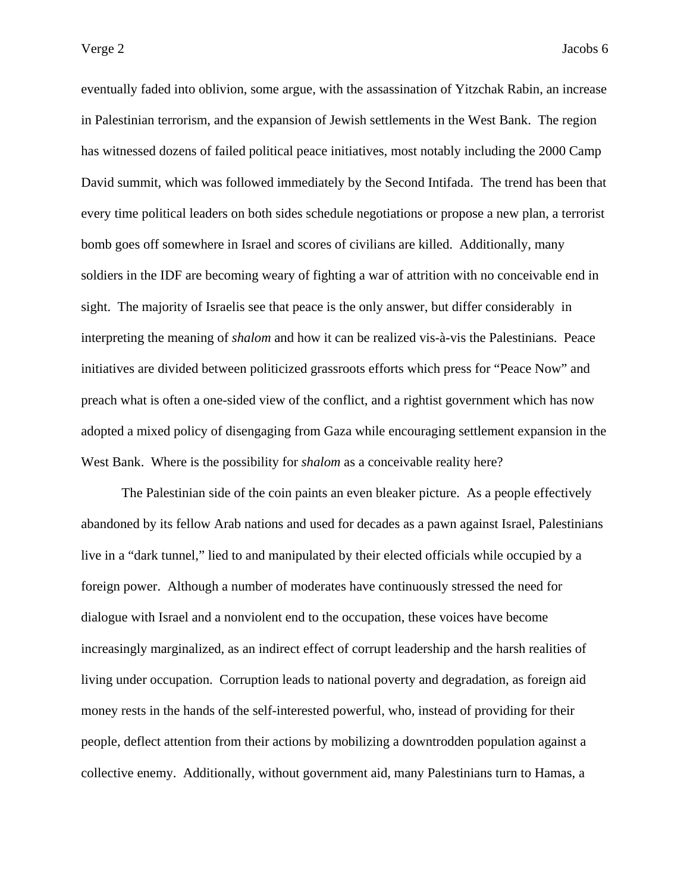eventually faded into oblivion, some argue, with the assassination of Yitzchak Rabin, an increase in Palestinian terrorism, and the expansion of Jewish settlements in the West Bank. The region has witnessed dozens of failed political peace initiatives, most notably including the 2000 Camp David summit, which was followed immediately by the Second Intifada. The trend has been that every time political leaders on both sides schedule negotiations or propose a new plan, a terrorist bomb goes off somewhere in Israel and scores of civilians are killed. Additionally, many soldiers in the IDF are becoming weary of fighting a war of attrition with no conceivable end in sight. The majority of Israelis see that peace is the only answer, but differ considerably in interpreting the meaning of *shalom* and how it can be realized vis-à-vis the Palestinians. Peace initiatives are divided between politicized grassroots efforts which press for "Peace Now" and preach what is often a one-sided view of the conflict, and a rightist government which has now adopted a mixed policy of disengaging from Gaza while encouraging settlement expansion in the West Bank. Where is the possibility for *shalom* as a conceivable reality here?

The Palestinian side of the coin paints an even bleaker picture. As a people effectively abandoned by its fellow Arab nations and used for decades as a pawn against Israel, Palestinians live in a "dark tunnel," lied to and manipulated by their elected officials while occupied by a foreign power. Although a number of moderates have continuously stressed the need for dialogue with Israel and a nonviolent end to the occupation, these voices have become increasingly marginalized, as an indirect effect of corrupt leadership and the harsh realities of living under occupation. Corruption leads to national poverty and degradation, as foreign aid money rests in the hands of the self-interested powerful, who, instead of providing for their people, deflect attention from their actions by mobilizing a downtrodden population against a collective enemy. Additionally, without government aid, many Palestinians turn to Hamas, a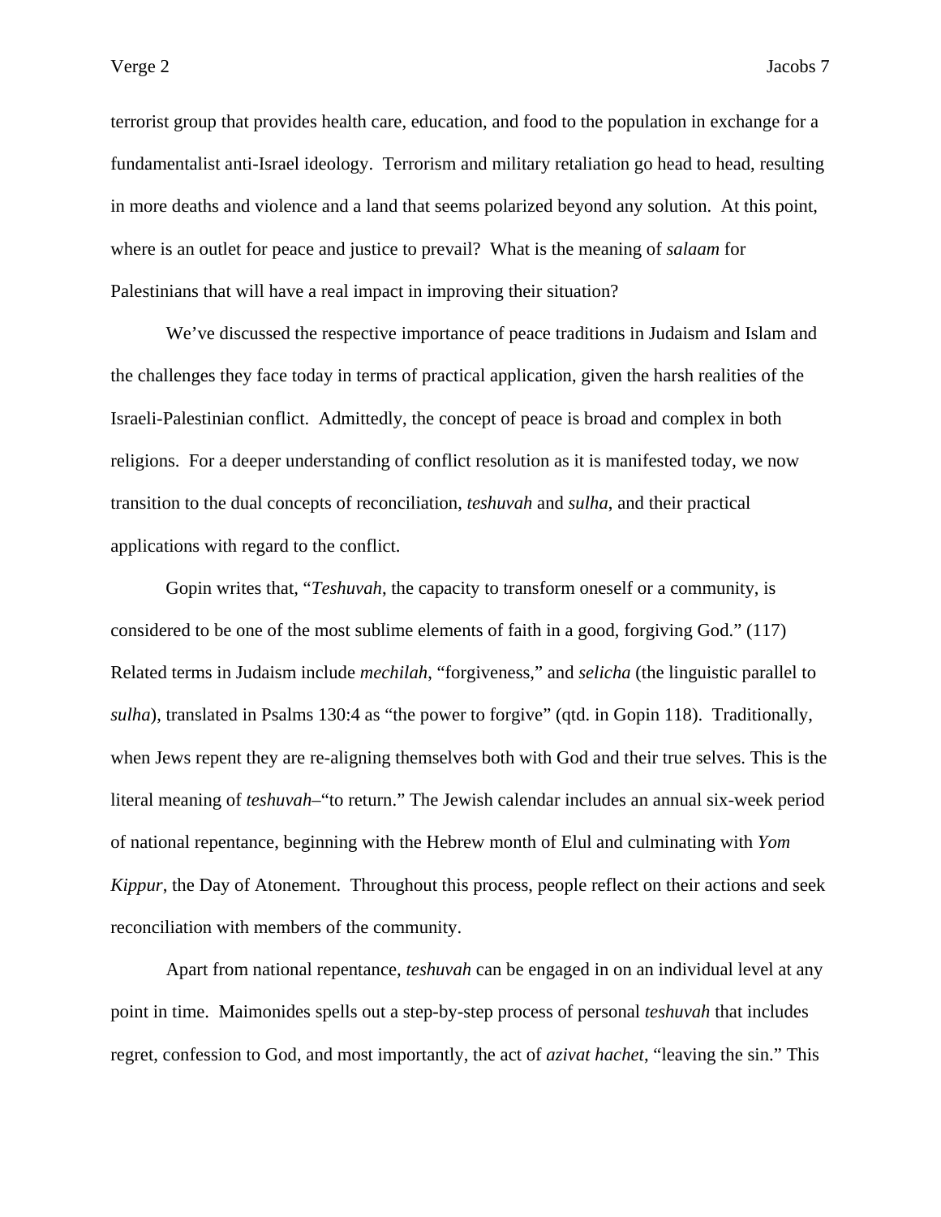terrorist group that provides health care, education, and food to the population in exchange for a fundamentalist anti-Israel ideology. Terrorism and military retaliation go head to head, resulting in more deaths and violence and a land that seems polarized beyond any solution. At this point, where is an outlet for peace and justice to prevail? What is the meaning of *salaam* for Palestinians that will have a real impact in improving their situation?

We've discussed the respective importance of peace traditions in Judaism and Islam and the challenges they face today in terms of practical application, given the harsh realities of the Israeli-Palestinian conflict. Admittedly, the concept of peace is broad and complex in both religions. For a deeper understanding of conflict resolution as it is manifested today, we now transition to the dual concepts of reconciliation, *teshuvah* and *sulha*, and their practical applications with regard to the conflict.

Gopin writes that, "*Teshuvah*, the capacity to transform oneself or a community, is considered to be one of the most sublime elements of faith in a good, forgiving God." (117) Related terms in Judaism include *mechilah*, "forgiveness," and *selicha* (the linguistic parallel to *sulha*), translated in Psalms 130:4 as "the power to forgive" (qtd. in Gopin 118). Traditionally, when Jews repent they are re-aligning themselves both with God and their true selves. This is the literal meaning of *teshuvah*–"to return." The Jewish calendar includes an annual six-week period of national repentance, beginning with the Hebrew month of Elul and culminating with *Yom Kippur*, the Day of Atonement. Throughout this process, people reflect on their actions and seek reconciliation with members of the community.

Apart from national repentance, *teshuvah* can be engaged in on an individual level at any point in time. Maimonides spells out a step-by-step process of personal *teshuvah* that includes regret, confession to God, and most importantly, the act of *azivat hachet*, "leaving the sin." This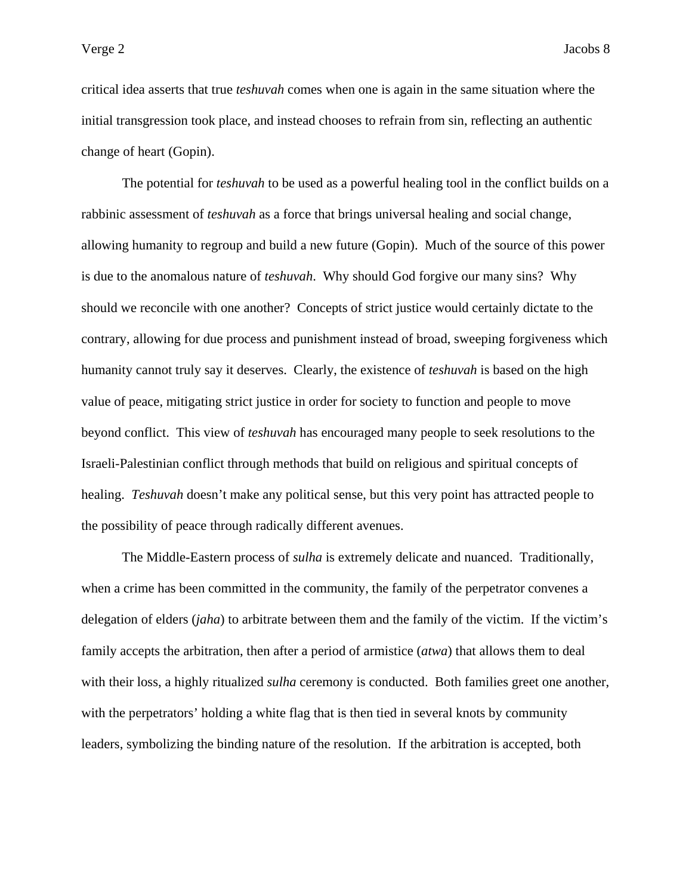critical idea asserts that true *teshuvah* comes when one is again in the same situation where the initial transgression took place, and instead chooses to refrain from sin, reflecting an authentic change of heart (Gopin).

The potential for *teshuvah* to be used as a powerful healing tool in the conflict builds on a rabbinic assessment of *teshuvah* as a force that brings universal healing and social change, allowing humanity to regroup and build a new future (Gopin). Much of the source of this power is due to the anomalous nature of *teshuvah*. Why should God forgive our many sins? Why should we reconcile with one another? Concepts of strict justice would certainly dictate to the contrary, allowing for due process and punishment instead of broad, sweeping forgiveness which humanity cannot truly say it deserves. Clearly, the existence of *teshuvah* is based on the high value of peace, mitigating strict justice in order for society to function and people to move beyond conflict. This view of *teshuvah* has encouraged many people to seek resolutions to the Israeli-Palestinian conflict through methods that build on religious and spiritual concepts of healing. *Teshuvah* doesn't make any political sense, but this very point has attracted people to the possibility of peace through radically different avenues.

The Middle-Eastern process of *sulha* is extremely delicate and nuanced. Traditionally, when a crime has been committed in the community, the family of the perpetrator convenes a delegation of elders (*jaha*) to arbitrate between them and the family of the victim. If the victim's family accepts the arbitration, then after a period of armistice (*atwa*) that allows them to deal with their loss, a highly ritualized *sulha* ceremony is conducted. Both families greet one another, with the perpetrators' holding a white flag that is then tied in several knots by community leaders, symbolizing the binding nature of the resolution. If the arbitration is accepted, both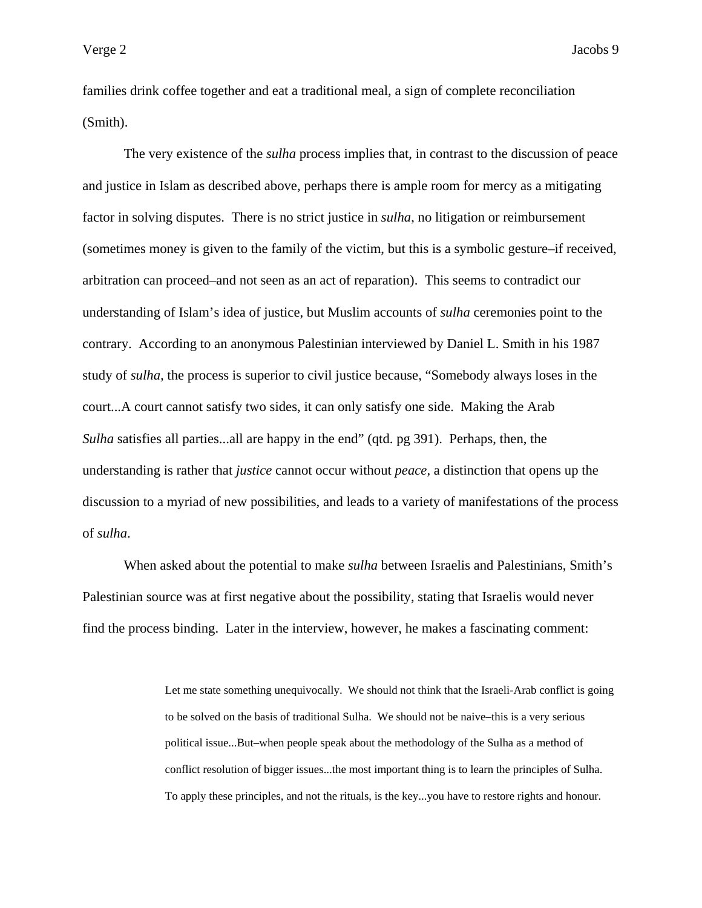families drink coffee together and eat a traditional meal, a sign of complete reconciliation (Smith).

The very existence of the *sulha* process implies that, in contrast to the discussion of peace and justice in Islam as described above, perhaps there is ample room for mercy as a mitigating factor in solving disputes. There is no strict justice in *sulha*, no litigation or reimbursement (sometimes money is given to the family of the victim, but this is a symbolic gesture–if received, arbitration can proceed–and not seen as an act of reparation). This seems to contradict our understanding of Islam's idea of justice, but Muslim accounts of *sulha* ceremonies point to the contrary. According to an anonymous Palestinian interviewed by Daniel L. Smith in his 1987 study of *sulha*, the process is superior to civil justice because, "Somebody always loses in the court...A court cannot satisfy two sides, it can only satisfy one side. Making the Arab *Sulha* satisfies all parties...all are happy in the end" (qtd. pg 391). Perhaps, then, the understanding is rather that *justice* cannot occur without *peace*, a distinction that opens up the discussion to a myriad of new possibilities, and leads to a variety of manifestations of the process of *sulha*.

When asked about the potential to make *sulha* between Israelis and Palestinians, Smith's Palestinian source was at first negative about the possibility, stating that Israelis would never find the process binding. Later in the interview, however, he makes a fascinating comment:

> Let me state something unequivocally. We should not think that the Israeli-Arab conflict is going to be solved on the basis of traditional Sulha. We should not be naive–this is a very serious political issue...But–when people speak about the methodology of the Sulha as a method of conflict resolution of bigger issues...the most important thing is to learn the principles of Sulha. To apply these principles, and not the rituals, is the key...you have to restore rights and honour.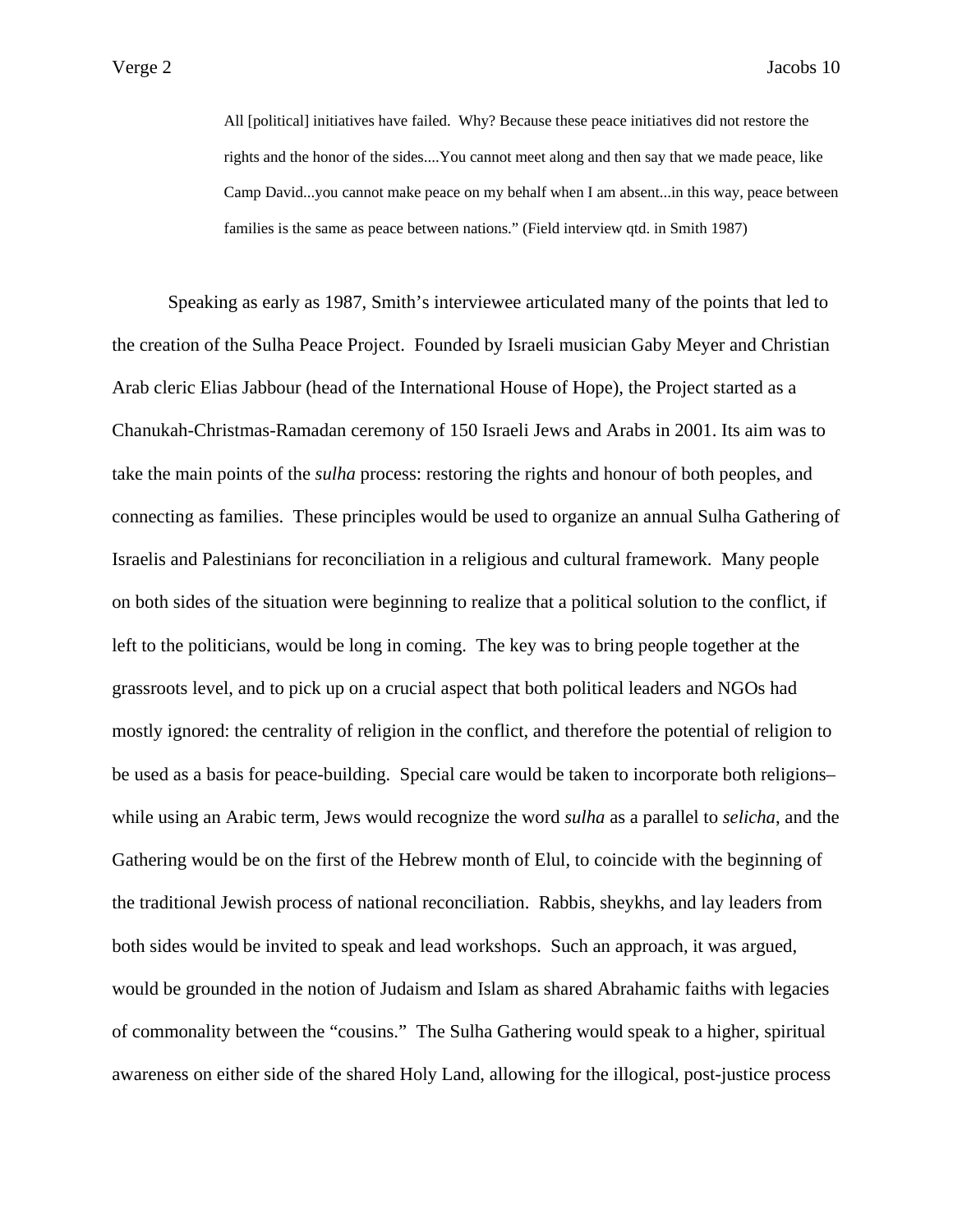> All [political] initiatives have failed. Why? Because these peace initiatives did not restore the rights and the honor of the sides....You cannot meet along and then say that we made peace, like Camp David...you cannot make peace on my behalf when I am absent...in this way, peace between families is the same as peace between nations." (Field interview qtd. in Smith 1987)

Speaking as early as 1987, Smith's interviewee articulated many of the points that led to the creation of the Sulha Peace Project. Founded by Israeli musician Gaby Meyer and Christian Arab cleric Elias Jabbour (head of the International House of Hope), the Project started as a Chanukah-Christmas-Ramadan ceremony of 150 Israeli Jews and Arabs in 2001. Its aim was to take the main points of the *sulha* process: restoring the rights and honour of both peoples, and connecting as families. These principles would be used to organize an annual Sulha Gathering of Israelis and Palestinians for reconciliation in a religious and cultural framework. Many people on both sides of the situation were beginning to realize that a political solution to the conflict, if left to the politicians, would be long in coming. The key was to bring people together at the grassroots level, and to pick up on a crucial aspect that both political leaders and NGOs had mostly ignored: the centrality of religion in the conflict, and therefore the potential of religion to be used as a basis for peace-building. Special care would be taken to incorporate both religions–while using an Arabic term, Jews would recognize the word *sulha* as a parallel to *selicha*, and the Gathering would be on the first of the Hebrew month of Elul, to coincide with the beginning of the traditional Jewish process of national reconciliation. Rabbis, sheykhs, and lay leaders from both sides would be invited to speak and lead workshops. Such an approach, it was argued, would be grounded in the notion of Judaism and Islam as shared Abrahamic faiths with legacies of commonality between the "cousins." The Sulha Gathering would speak to a higher, spiritual awareness on either side of the shared Holy Land, allowing for the illogical, post-justice process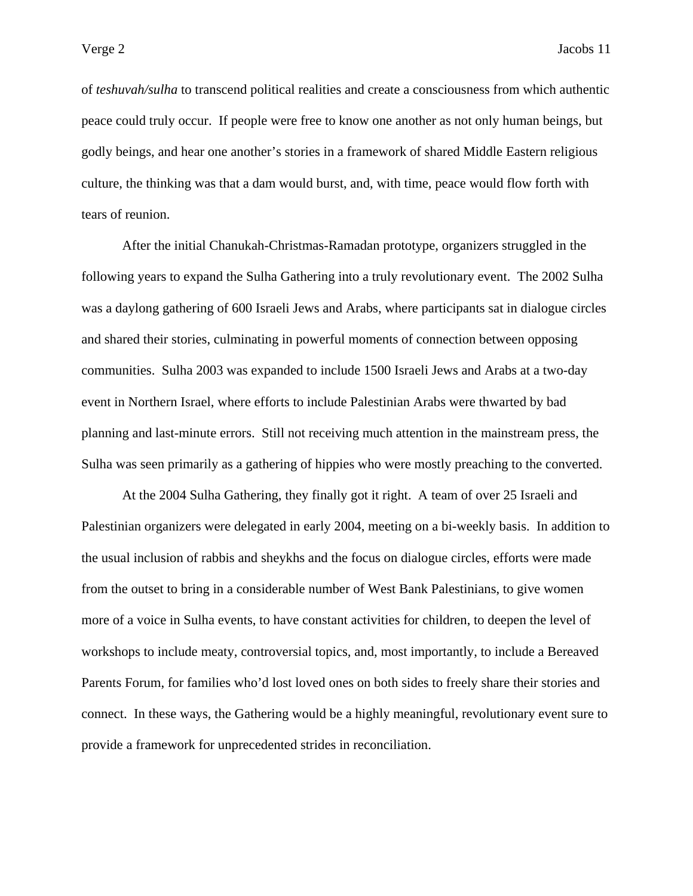of *teshuvah/sulha* to transcend political realities and create a consciousness from which authentic peace could truly occur. If people were free to know one another as not only human beings, but godly beings, and hear one another's stories in a framework of shared Middle Eastern religious culture, the thinking was that a dam would burst, and, with time, peace would flow forth with tears of reunion.

After the initial Chanukah-Christmas-Ramadan prototype, organizers struggled in the following years to expand the Sulha Gathering into a truly revolutionary event. The 2002 Sulha was a daylong gathering of 600 Israeli Jews and Arabs, where participants sat in dialogue circles and shared their stories, culminating in powerful moments of connection between opposing communities. Sulha 2003 was expanded to include 1500 Israeli Jews and Arabs at a two-day event in Northern Israel, where efforts to include Palestinian Arabs were thwarted by bad planning and last-minute errors. Still not receiving much attention in the mainstream press, the Sulha was seen primarily as a gathering of hippies who were mostly preaching to the converted.

At the 2004 Sulha Gathering, they finally got it right. A team of over 25 Israeli and Palestinian organizers were delegated in early 2004, meeting on a bi-weekly basis. In addition to the usual inclusion of rabbis and sheykhs and the focus on dialogue circles, efforts were made from the outset to bring in a considerable number of West Bank Palestinians, to give women more of a voice in Sulha events, to have constant activities for children, to deepen the level of workshops to include meaty, controversial topics, and, most importantly, to include a Bereaved Parents Forum, for families who'd lost loved ones on both sides to freely share their stories and connect. In these ways, the Gathering would be a highly meaningful, revolutionary event sure to provide a framework for unprecedented strides in reconciliation.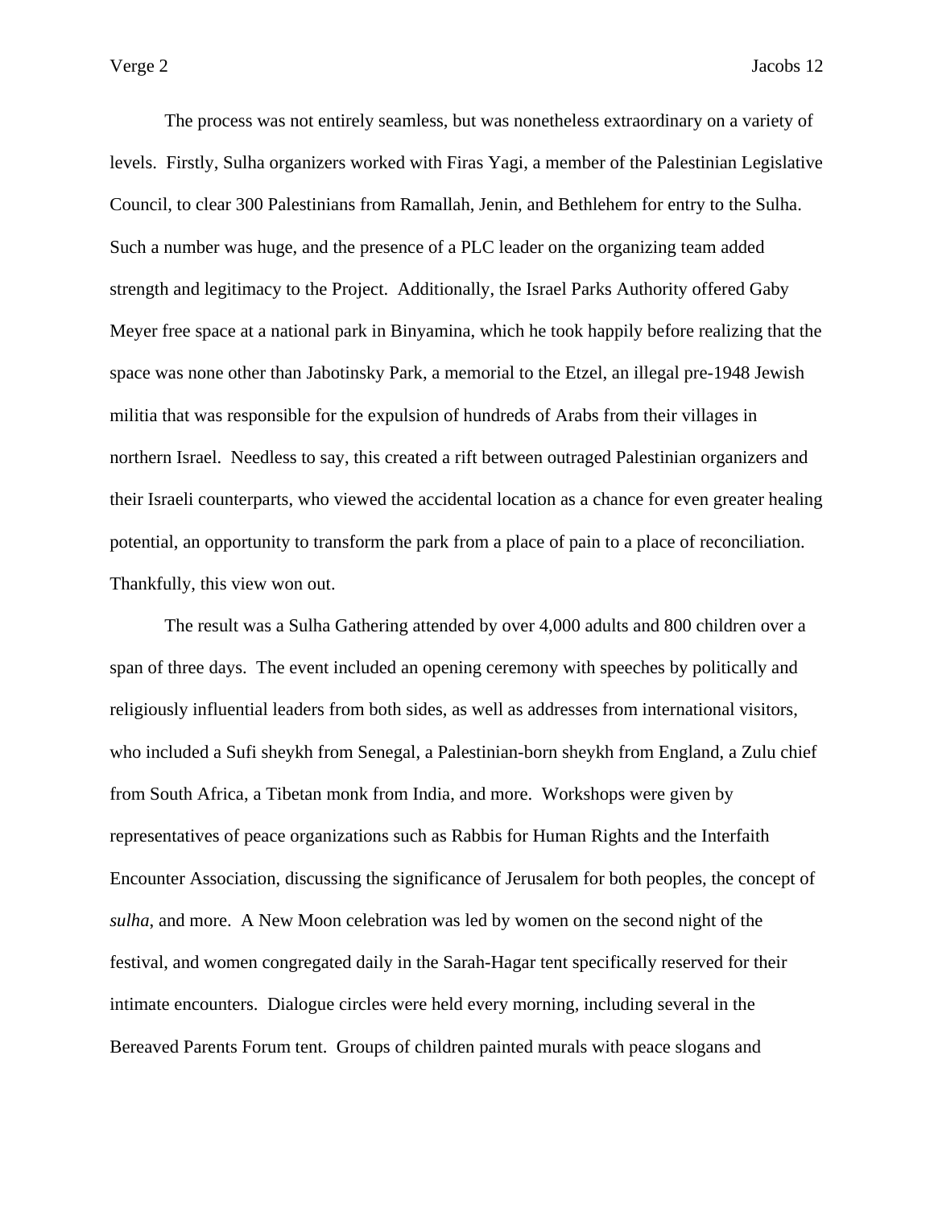The process was not entirely seamless, but was nonetheless extraordinary on a variety of levels. Firstly, Sulha organizers worked with Firas Yagi, a member of the Palestinian Legislative Council, to clear 300 Palestinians from Ramallah, Jenin, and Bethlehem for entry to the Sulha. Such a number was huge, and the presence of a PLC leader on the organizing team added strength and legitimacy to the Project. Additionally, the Israel Parks Authority offered Gaby Meyer free space at a national park in Binyamina, which he took happily before realizing that the space was none other than Jabotinsky Park, a memorial to the Etzel, an illegal pre-1948 Jewish militia that was responsible for the expulsion of hundreds of Arabs from their villages in northern Israel. Needless to say, this created a rift between outraged Palestinian organizers and their Israeli counterparts, who viewed the accidental location as a chance for even greater healing potential, an opportunity to transform the park from a place of pain to a place of reconciliation. Thankfully, this view won out.

The result was a Sulha Gathering attended by over 4,000 adults and 800 children over a span of three days. The event included an opening ceremony with speeches by politically and religiously influential leaders from both sides, as well as addresses from international visitors, who included a Sufi sheykh from Senegal, a Palestinian-born sheykh from England, a Zulu chief from South Africa, a Tibetan monk from India, and more. Workshops were given by representatives of peace organizations such as Rabbis for Human Rights and the Interfaith Encounter Association, discussing the significance of Jerusalem for both peoples, the concept of *sulha*, and more. A New Moon celebration was led by women on the second night of the festival, and women congregated daily in the Sarah-Hagar tent specifically reserved for their intimate encounters. Dialogue circles were held every morning, including several in the Bereaved Parents Forum tent. Groups of children painted murals with peace slogans and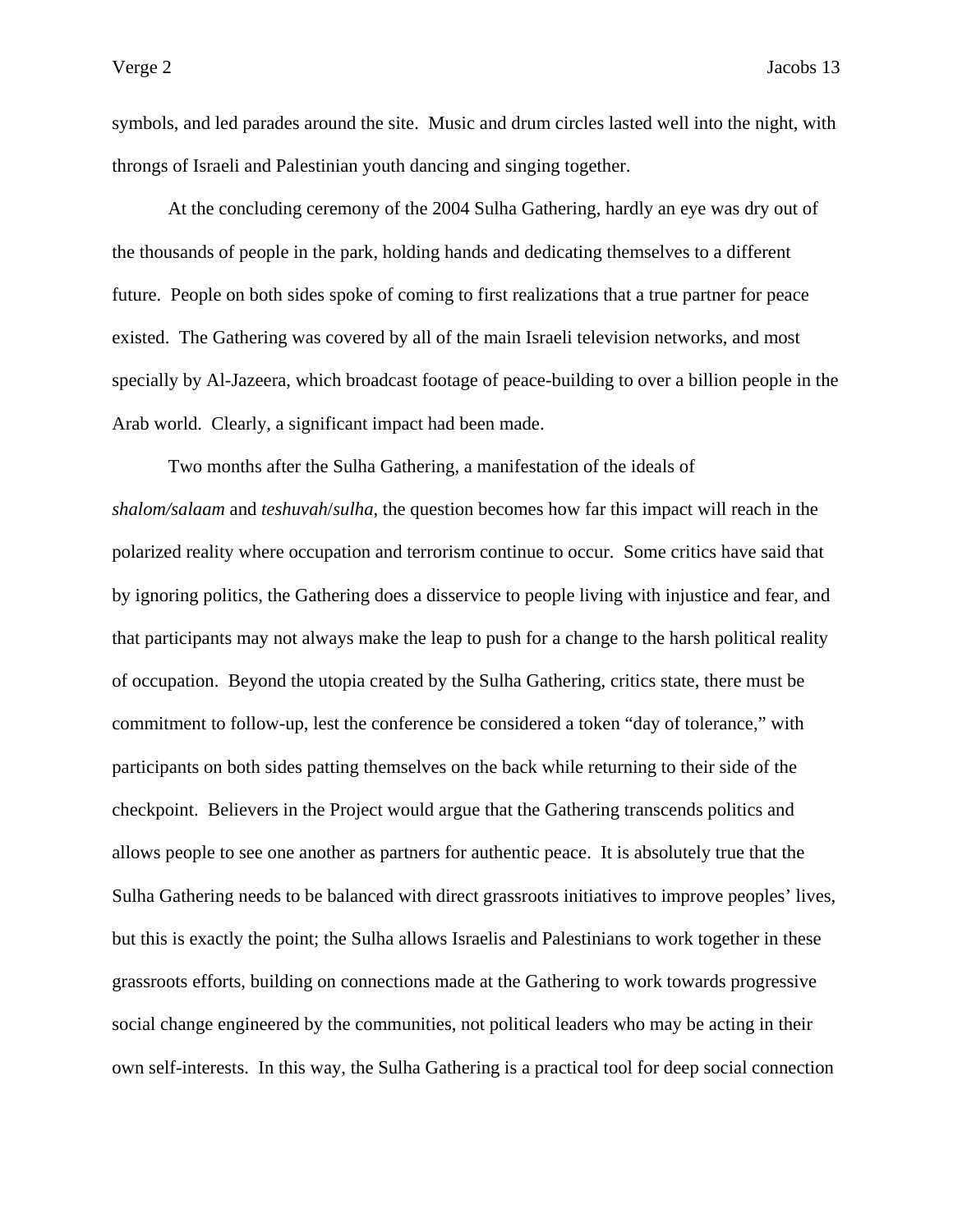symbols, and led parades around the site.  Music and drum circles lasted well into the night, with throngs of Israeli and Palestinian youth dancing and singing together.

At the concluding ceremony of the 2004 Sulha Gathering, hardly an eye was dry out of the thousands of people in the park, holding hands and dedicating themselves to a different future.  People on both sides spoke of coming to first realizations that a true partner for peace existed.  The Gathering was covered by all of the main Israeli television networks, and most specially by Al-Jazeera, which broadcast footage of peace-building to over a billion people in the Arab world.  Clearly, a significant impact had been made.

Two months after the Sulha Gathering, a manifestation of the ideals of *shalom/salaam* and *teshuvah*/*sulha*, the question becomes how far this impact will reach in the polarized reality where occupation and terrorism continue to occur.  Some critics have said that by ignoring politics, the Gathering does a disservice to people living with injustice and fear, and that participants may not always make the leap to push for a change to the harsh political reality of occupation.  Beyond the utopia created by the Sulha Gathering, critics state, there must be commitment to follow-up, lest the conference be considered a token "day of tolerance," with participants on both sides patting themselves on the back while returning to their side of the checkpoint.  Believers in the Project would argue that the Gathering transcends politics and allows people to see one another as partners for authentic peace.  It is absolutely true that the Sulha Gathering needs to be balanced with direct grassroots initiatives to improve peoples' lives, but this is exactly the point; the Sulha allows Israelis and Palestinians to work together in these grassroots efforts, building on connections made at the Gathering to work towards progressive social change engineered by the communities, not political leaders who may be acting in their own self-interests.  In this way, the Sulha Gathering is a practical tool for deep social connection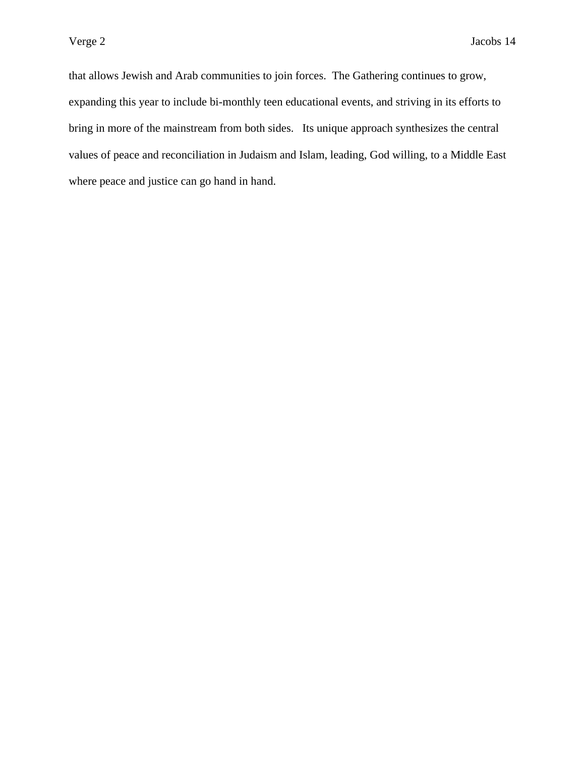that allows Jewish and Arab communities to join forces. The Gathering continues to grow, expanding this year to include bi-monthly teen educational events, and striving in its efforts to bring in more of the mainstream from both sides. Its unique approach synthesizes the central values of peace and reconciliation in Judaism and Islam, leading, God willing, to a Middle East where peace and justice can go hand in hand.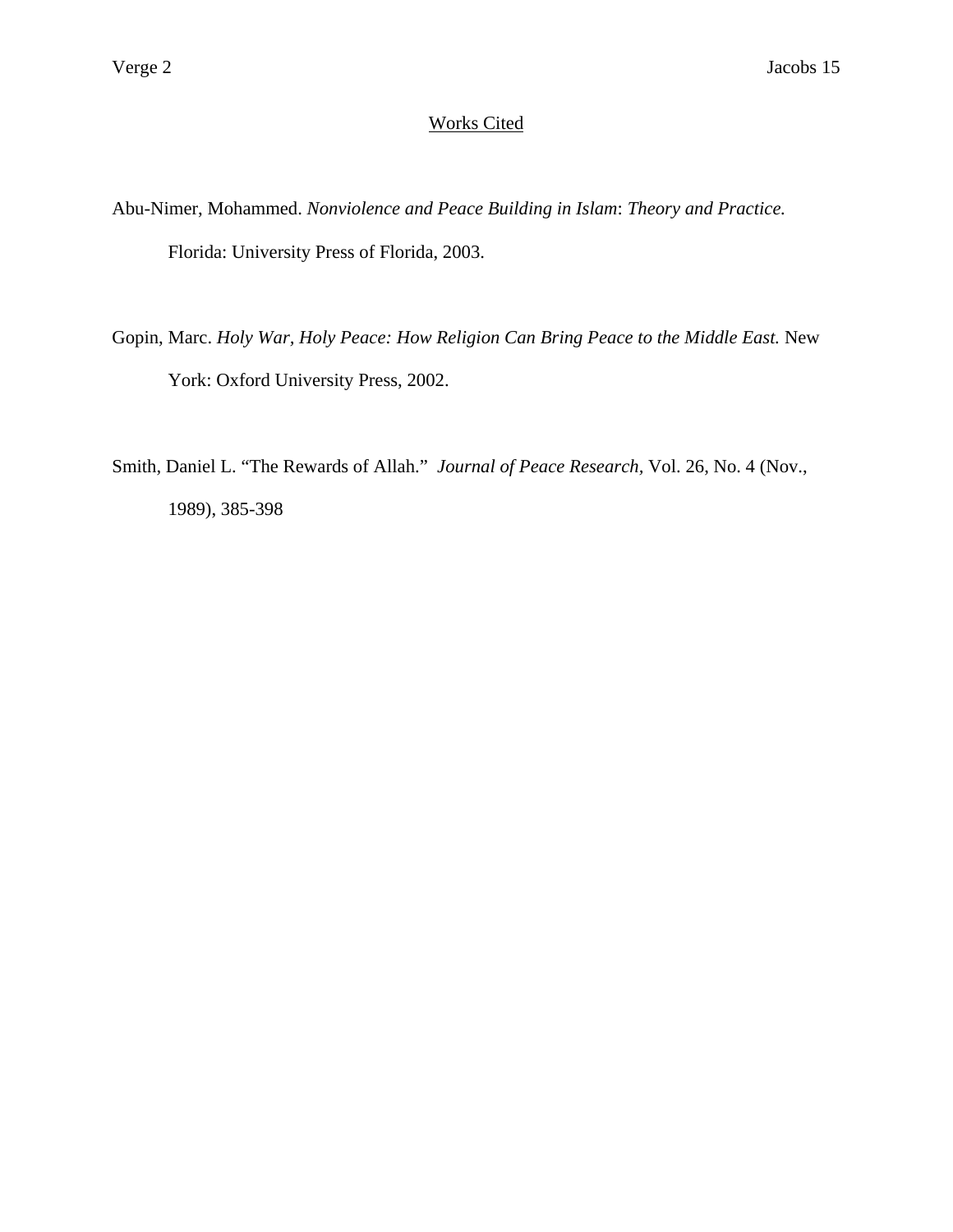# Works Cited

Abu-Nimer, Mohammed. *Nonviolence and Peace Building in Islam*: *Theory and Practice.* Florida: University Press of Florida, 2003.

Gopin, Marc. *Holy War, Holy Peace: How Religion Can Bring Peace to the Middle East.* New York: Oxford University Press, 2002.

Smith, Daniel L. "The Rewards of Allah." *Journal of Peace Research*, Vol. 26, No. 4 (Nov., 1989), 385-398